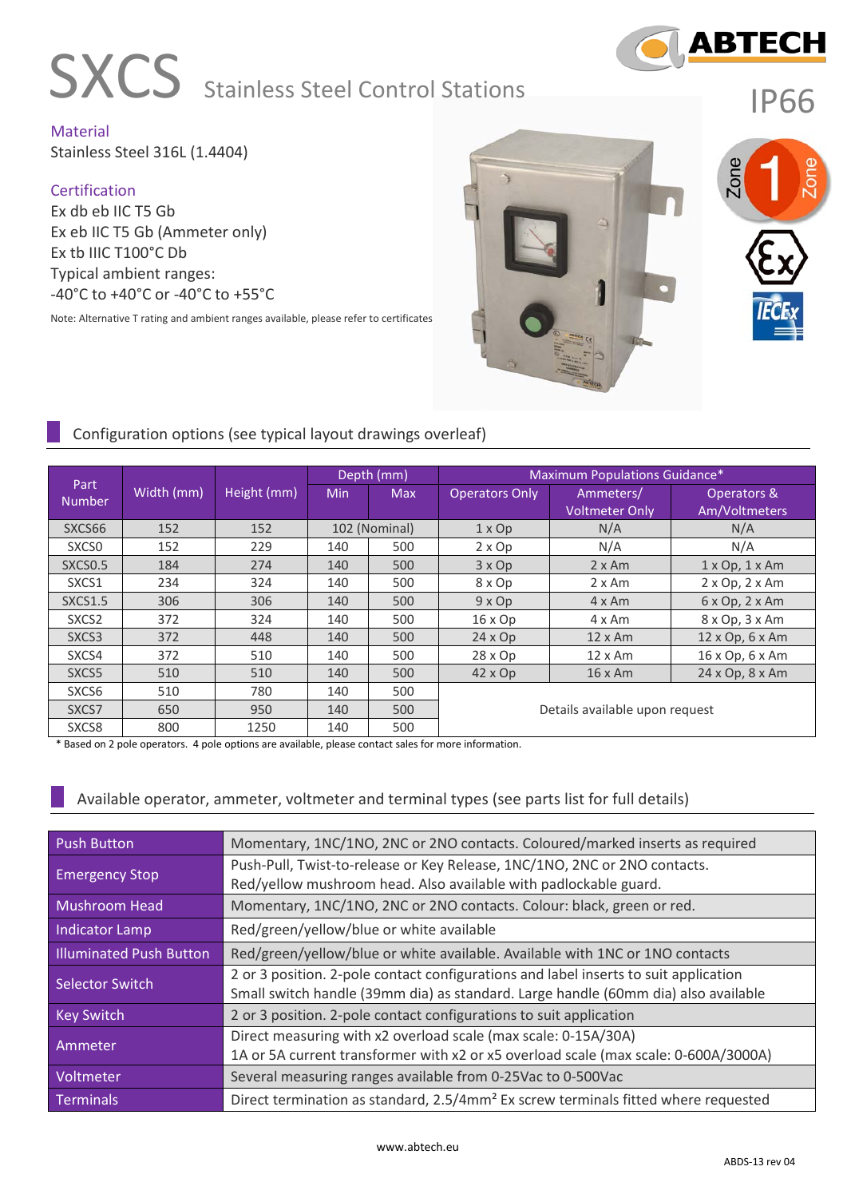# SXCS Stainless Steel Control Stations

IP66

**Material**
Stainless Steel 316L (1.4404)

**Certification**
Ex db eb IIC T5 Gb
Ex eb IIC T5 Gb (Ammeter only)
Ex tb IIIC T100°C Db
Typical ambient ranges:
-40°C to +40°C or -40°C to +55°C

Note: Alternative T rating and ambient ranges available, please refer to certificates

## Configuration options (see typical layout drawings overleaf)

| Part Number | Width (mm) | Height (mm) | Depth (mm) | | Maximum Populations Guidance* | | |
|---|---|---|---|---|---|---|---|
| | | | Min | Max | Operators Only | Ammeters/ Voltmeter Only | Operators & Am/Voltmeters |
| SXCS66 | 152 | 152 | 102 (Nominal) | | 1 x Op | N/A | N/A |
| SXCS0 | 152 | 229 | 140 | 500 | 2 x Op | N/A | N/A |
| SXCS0.5 | 184 | 274 | 140 | 500 | 3 x Op | 2 x Am | 1 x Op, 1 x Am |
| SXCS1 | 234 | 324 | 140 | 500 | 8 x Op | 2 x Am | 2 x Op, 2 x Am |
| SXCS1.5 | 306 | 306 | 140 | 500 | 9 x Op | 4 x Am | 6 x Op, 2 x Am |
| SXCS2 | 372 | 324 | 140 | 500 | 16 x Op | 4 x Am | 8 x Op, 3 x Am |
| SXCS3 | 372 | 448 | 140 | 500 | 24 x Op | 12 x Am | 12 x Op, 6 x Am |
| SXCS4 | 372 | 510 | 140 | 500 | 28 x Op | 12 x Am | 16 x Op, 6 x Am |
| SXCS5 | 510 | 510 | 140 | 500 | 42 x Op | 16 x Am | 24 x Op, 8 x Am |
| SXCS6 | 510 | 780 | 140 | 500 | Details available upon request | | |
| SXCS7 | 650 | 950 | 140 | 500 | | | |
| SXCS8 | 800 | 1250 | 140 | 500 | | | |

\* Based on 2 pole operators. 4 pole options are available, please contact sales for more information.

## Available operator, ammeter, voltmeter and terminal types (see parts list for full details)

| | |
|---|---|
| Push Button | Momentary, 1NC/1NO, 2NC or 2NO contacts. Coloured/marked inserts as required |
| Emergency Stop | Push-Pull, Twist-to-release or Key Release, 1NC/1NO, 2NC or 2NO contacts. Red/yellow mushroom head. Also available with padlockable guard. |
| Mushroom Head | Momentary, 1NC/1NO, 2NC or 2NO contacts. Colour: black, green or red. |
| Indicator Lamp | Red/green/yellow/blue or white available |
| Illuminated Push Button | Red/green/yellow/blue or white available. Available with 1NC or 1NO contacts |
| Selector Switch | 2 or 3 position. 2-pole contact configurations and label inserts to suit application. Small switch handle (39mm dia) as standard. Large handle (60mm dia) also available |
| Key Switch | 2 or 3 position. 2-pole contact configurations to suit application |
| Ammeter | Direct measuring with x2 overload scale (max scale: 0-15A/30A). 1A or 5A current transformer with x2 or x5 overload scale (max scale: 0-600A/3000A) |
| Voltmeter | Several measuring ranges available from 0-25Vac to 0-500Vac |
| Terminals | Direct termination as standard, 2.5/4mm² Ex screw terminals fitted where requested |

www.abtech.eu

ABDS-13 rev 04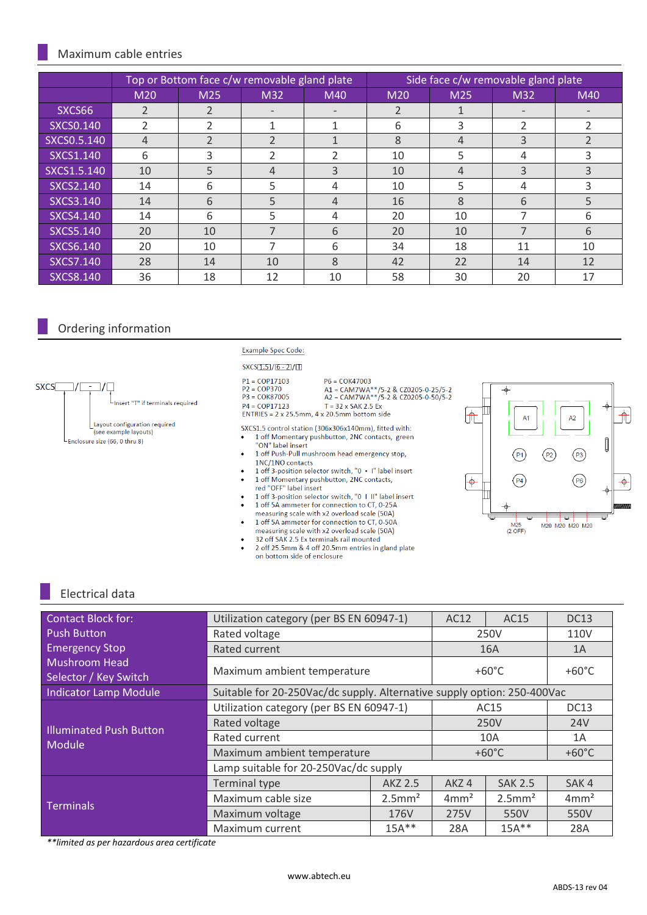## Maximum cable entries

| | Top or Bottom face c/w removable gland plate | | | | Side face c/w removable gland plate | | | |
|---|---|---|---|---|---|---|---|---|
| | M20 | M25 | M32 | M40 | M20 | M25 | M32 | M40 |
| SXCS66 | 2 | 2 | - | - | 2 | 1 | - | - |
| SXCS0.140 | 2 | 2 | 1 | 1 | 6 | 3 | 2 | 2 |
| SXCS0.5.140 | 4 | 2 | 2 | 1 | 8 | 4 | 3 | 2 |
| SXCS1.140 | 6 | 3 | 2 | 2 | 10 | 5 | 4 | 3 |
| SXCS1.5.140 | 10 | 5 | 4 | 3 | 10 | 4 | 3 | 3 |
| SXCS2.140 | 14 | 6 | 5 | 4 | 10 | 5 | 4 | 3 |
| SXCS3.140 | 14 | 6 | 5 | 4 | 16 | 8 | 6 | 5 |
| SXCS4.140 | 14 | 6 | 5 | 4 | 20 | 10 | 7 | 6 |
| SXCS5.140 | 20 | 10 | 7 | 6 | 20 | 10 | 7 | 6 |
| SXCS6.140 | 20 | 10 | 7 | 6 | 34 | 18 | 11 | 10 |
| SXCS7.140 | 28 | 14 | 10 | 8 | 42 | 22 | 14 | 12 |
| SXCS8.140 | 36 | 18 | 12 | 10 | 58 | 30 | 20 | 17 |

## Ordering information

SXCS☐/☐ - ☐/☐

- Insert "T" if terminals required
- Layout configuration required (see example layouts)
- Enclosure size (66, 0 thru 8)

Example Spec Code:

SXCS1.5/6 - 2/T

P1 = COP17103
P2 = COP370
P3 = COK87005
P4 = COP17123
P6 = COK47003
A1 = CAM7WA**/5-2 & CZ0205-0-25/5-2
A2 = CAM7WA**/5-2 & CZ0205-0-50/5-2
T = 32 x SAK 2.5 Ex
ENTRIES = 2 x 25.5mm, 4 x 20.5mm bottom side

SXCS1.5 control station (306x306x140mm), fitted with:

- 1 off Momentary pushbutton, 2NC contacts, green "ON" label insert
- 1 off Push-Pull mushroom head emergency stop, 1NC/1NO contacts
- 1 off 3-position selector switch, "0 • I" label insert
- 1 off Momentary pushbutton, 2NC contacts, red "OFF" label insert
- 1 off 3-position selector switch, "0 I II" label insert
- 1 off 5A ammeter for connection to CT, 0-25A measuring scale with x2 overload scale (50A)
- 1 off 5A ammeter for connection to CT, 0-50A measuring scale with x2 overload scale (50A)
- 32 off SAK 2.5 Ex terminals rail mounted
- 2 off 25.5mm & 4 off 20.5mm entries in gland plate on bottom side of enclosure

A1 A2 P1 P2 P3 P4 P6
M25 (2 OFF) M20 M20 M20 M20

## Electrical data

| | | | | | |
|---|---|---|---|---|---|
| Contact Block for: Push Button Emergency Stop Mushroom Head Selector / Key Switch | Utilization category (per BS EN 60947-1) | | AC12 | AC15 | DC13 |
| | Rated voltage | | 250V | | 110V |
| | Rated current | | 16A | | 1A |
| | Maximum ambient temperature | | +60°C | | +60°C |
| Indicator Lamp Module | Suitable for 20-250Vac/dc supply. Alternative supply option: 250-400Vac | | | | |
| Illuminated Push Button Module | Utilization category (per BS EN 60947-1) | | AC15 | | DC13 |
| | Rated voltage | | 250V | | 24V |
| | Rated current | | 10A | | 1A |
| | Maximum ambient temperature | | +60°C | | +60°C |
| | Lamp suitable for 20-250Vac/dc supply | | | | |
| Terminals | Terminal type | AKZ 2.5 | AKZ 4 | SAK 2.5 | SAK 4 |
| | Maximum cable size | 2.5mm² | 4mm² | 2.5mm² | 4mm² |
| | Maximum voltage | 176V | 275V | 550V | 550V |
| | Maximum current | 15A** | 28A | 15A** | 28A |

*\*\*limited as per hazardous area certificate*

www.abtech.eu

ABDS-13 rev 04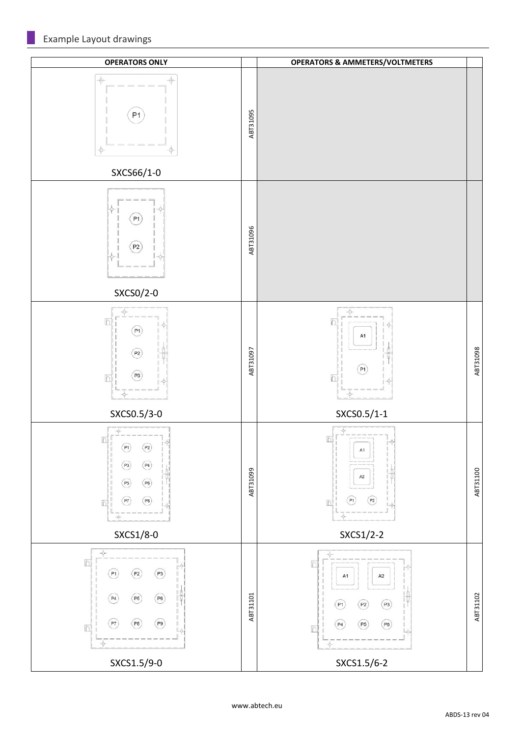## Example Layout drawings

| OPERATORS ONLY | | OPERATORS & AMMETERS/VOLTMETERS | |
|---|---|---|---|
| P1<br>SXCS66/1-0 | ABT31095 | | |
| P1 P2<br>SXCS0/2-0 | ABT31096 | | |
| P1 P2 P3<br>SXCS0.5/3-0 | ABT31097 | A1 P1<br>SXCS0.5/1-1 | ABT31098 |
| P1 P2 P3 P4 P5 P6 P7 P8<br>SXCS1/8-0 | ABT31099 | A1 A2 P1 P2<br>SXCS1/2-2 | ABT31100 |
| P1 P2 P3 P4 P5 P6 P7 P8 P9<br>SXCS1.5/9-0 | ABT31101 | A1 A2 P1 P2 P3 P4 P5 P6<br>SXCS1.5/6-2 | ABT31102 |

www.abtech.eu

ABDS-13 rev 04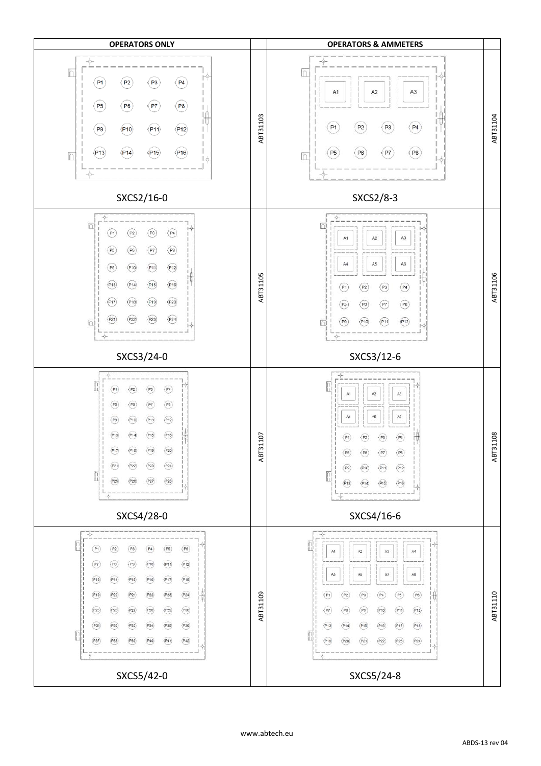| OPERATORS ONLY | | OPERATORS & AMMETERS | |
|---|---|---|---|
| P1 P2 P3 P4 P5 P6 P7 P8 P9 P10 P11 P12 P13 P14 P15 P16<br>SXCS2/16-0 | ABT31103 | A1 A2 A3 P1 P2 P3 P4 P5 P6 P7 P8<br>SXCS2/8-3 | ABT31104 |
| P1 P2 P3 P4 P5 P6 P7 P8 P9 P10 P11 P12 P13 P14 P15 P16 P17 P18 P19 P20 P21 P22 P23 P24<br>SXCS3/24-0 | ABT31105 | A1 A2 A3 A4 A5 A6 P1 P2 P3 P4 P5 P6 P7 P8 P9 P10 P11 P12<br>SXCS3/12-6 | ABT31106 |
| P1 P2 P3 P4 P5 P6 P7 P8 P9 P10 P11 P12 P13 P14 P15 P16 P17 P18 P19 P20 P21 P22 P23 P24 P25 P26 P27 P28<br>SXCS4/28-0 | ABT31107 | A1 A2 A3 A4 A5 A6 P1 P2 P3 P4 P5 P6 P7 P8 P9 P10 P11 P12 P13 P14 P15 P16<br>SXCS4/16-6 | ABT31108 |
| P1 P2 P3 P4 P5 P6 P7 P8 P9 P10 P11 P12 P13 P14 P15 P16 P17 P18 P19 P20 P21 P22 P23 P24 P25 P26 P27 P28 P29 P30 P31 P32 P33 P34 P35 P36 P37 P38 P39 P40 P41 P42<br>SXCS5/42-0 | ABT31109 | A1 A2 A3 A4 A5 A6 A7 A8 P1 P2 P3 P4 P5 P6 P7 P8 P9 P10 P11 P12 P13 P14 P15 P16 P17 P18 P19 P20 P21 P22 P23 P24<br>SXCS5/24-8 | ABT31110 |

www.abtech.eu

ABDS-13 rev 04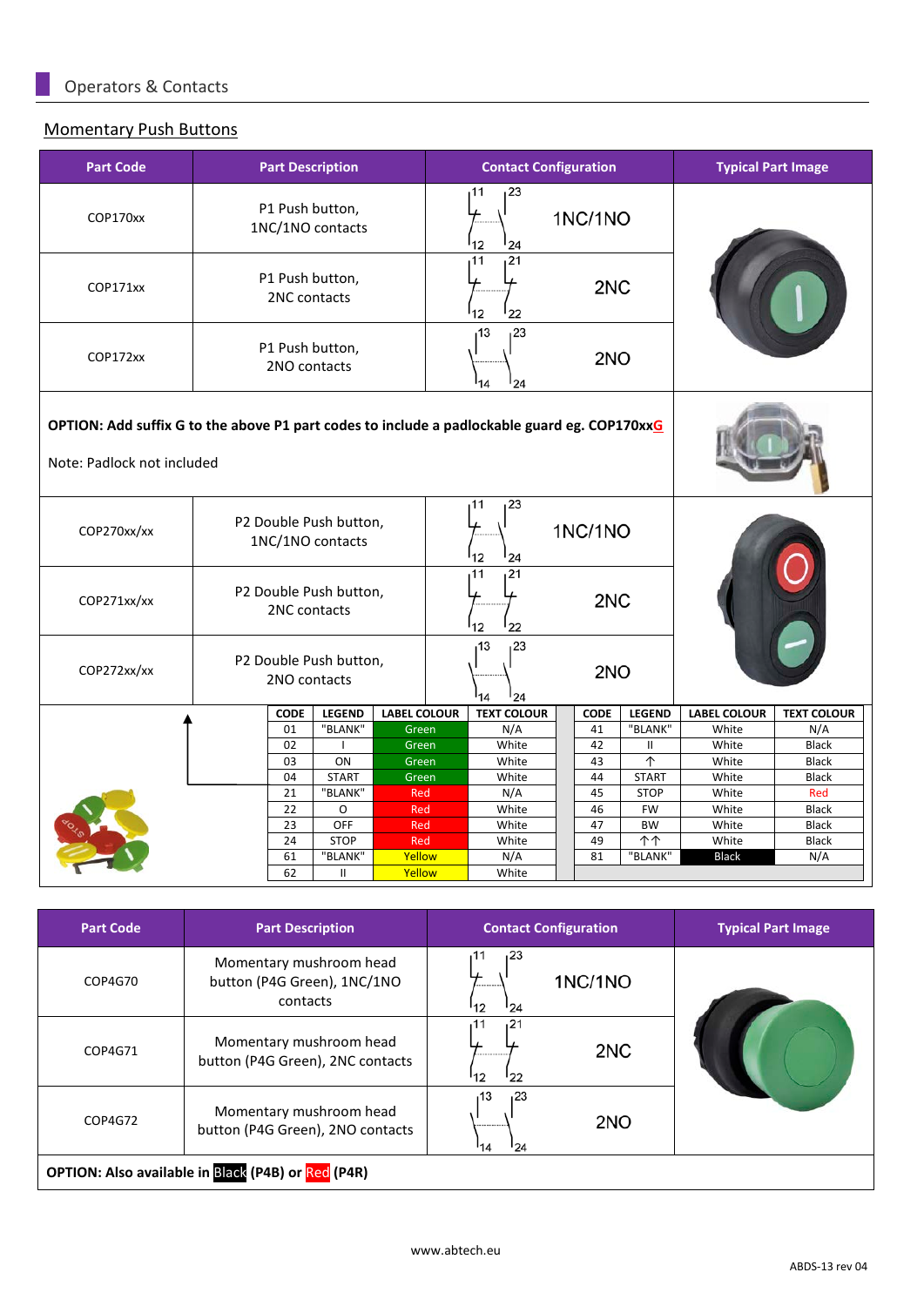## Operators & Contacts

### Momentary Push Buttons

| Part Code | Part Description | Contact Configuration | Typical Part Image |
|---|---|---|---|
| COP170xx | P1 Push button, 1NC/1NO contacts | 11 23 / 12 24 — 1NC/1NO | |
| COP171xx | P1 Push button, 2NC contacts | 11 21 / 12 22 — 2NC | |
| COP172xx | P1 Push button, 2NO contacts | 13 23 / 14 24 — 2NO | |

**OPTION: Add suffix G to the above P1 part codes to include a padlockable guard eg. COP170xxG**

Note: Padlock not included

| Part Code | Part Description | Contact Configuration | Typical Part Image |
|---|---|---|---|
| COP270xx/xx | P2 Double Push button, 1NC/1NO contacts | 11 23 / 12 24 — 1NC/1NO | |
| COP271xx/xx | P2 Double Push button, 2NC contacts | 11 21 / 12 22 — 2NC | |
| COP272xx/xx | P2 Double Push button, 2NO contacts | 13 23 / 14 24 — 2NO | |

| CODE | LEGEND | LABEL COLOUR | TEXT COLOUR |
|---|---|---|---|
| 01 | "BLANK" | Green | N/A |
| 02 | I | Green | White |
| 03 | ON | Green | White |
| 04 | START | Green | White |
| 21 | "BLANK" | Red | N/A |
| 22 | O | Red | White |
| 23 | OFF | Red | White |
| 24 | STOP | Red | White |
| 61 | "BLANK" | Yellow | N/A |
| 62 | II | Yellow | White |

| CODE | LEGEND | LABEL COLOUR | TEXT COLOUR |
|---|---|---|---|
| 41 | "BLANK" | White | N/A |
| 42 | II | White | Black |
| 43 | ↑ | White | Black |
| 44 | START | White | Black |
| 45 | STOP | White | Red |
| 46 | FW | White | Black |
| 47 | BW | White | Black |
| 49 | ↑↑ | White | Black |
| 81 | "BLANK" | Black | N/A |

| Part Code | Part Description | Contact Configuration | Typical Part Image |
|---|---|---|---|
| COP4G70 | Momentary mushroom head button (P4G Green), 1NC/1NO contacts | 11 23 / 12 24 — 1NC/1NO | |
| COP4G71 | Momentary mushroom head button (P4G Green), 2NC contacts | 11 21 / 12 22 — 2NC | |
| COP4G72 | Momentary mushroom head button (P4G Green), 2NO contacts | 13 23 / 14 24 — 2NO | |

**OPTION: Also available in Black (P4B) or Red (P4R)**

www.abtech.eu

ABDS-13 rev 04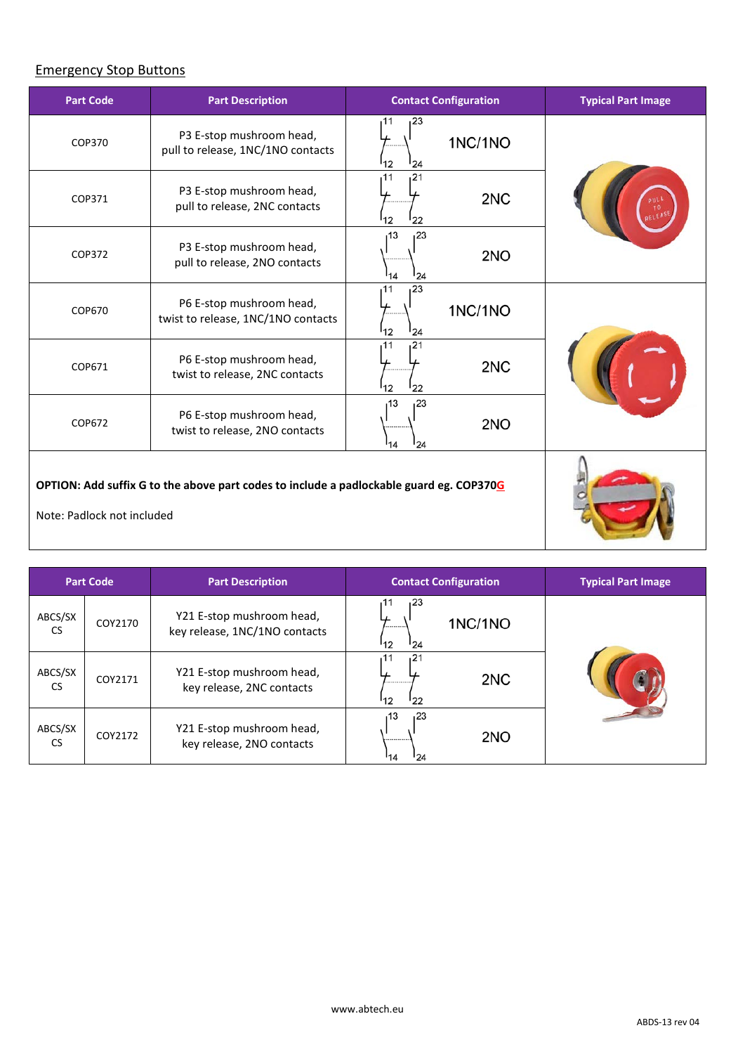## Emergency Stop Buttons

| Part Code | Part Description | Contact Configuration | Typical Part Image |
|---|---|---|---|
| COP370 | P3 E-stop mushroom head, pull to release, 1NC/1NO contacts | 11 12 23 24 1NC/1NO | |
| COP371 | P3 E-stop mushroom head, pull to release, 2NC contacts | 11 12 21 22 2NC | |
| COP372 | P3 E-stop mushroom head, pull to release, 2NO contacts | 13 14 23 24 2NO | |
| COP670 | P6 E-stop mushroom head, twist to release, 1NC/1NO contacts | 11 12 23 24 1NC/1NO | |
| COP671 | P6 E-stop mushroom head, twist to release, 2NC contacts | 11 12 21 22 2NC | |
| COP672 | P6 E-stop mushroom head, twist to release, 2NO contacts | 13 14 23 24 2NO | |

**OPTION: Add suffix G to the above part codes to include a padlockable guard eg. COP370G**

Note: Padlock not included

| Part Code | | Part Description | Contact Configuration | Typical Part Image |
|---|---|---|---|---|
| ABCS/SX CS | COY2170 | Y21 E-stop mushroom head, key release, 1NC/1NO contacts | 11 12 23 24 1NC/1NO | |
| ABCS/SX CS | COY2171 | Y21 E-stop mushroom head, key release, 2NC contacts | 11 12 21 22 2NC | |
| ABCS/SX CS | COY2172 | Y21 E-stop mushroom head, key release, 2NO contacts | 13 14 23 24 2NO | |

www.abtech.eu

ABDS-13 rev 04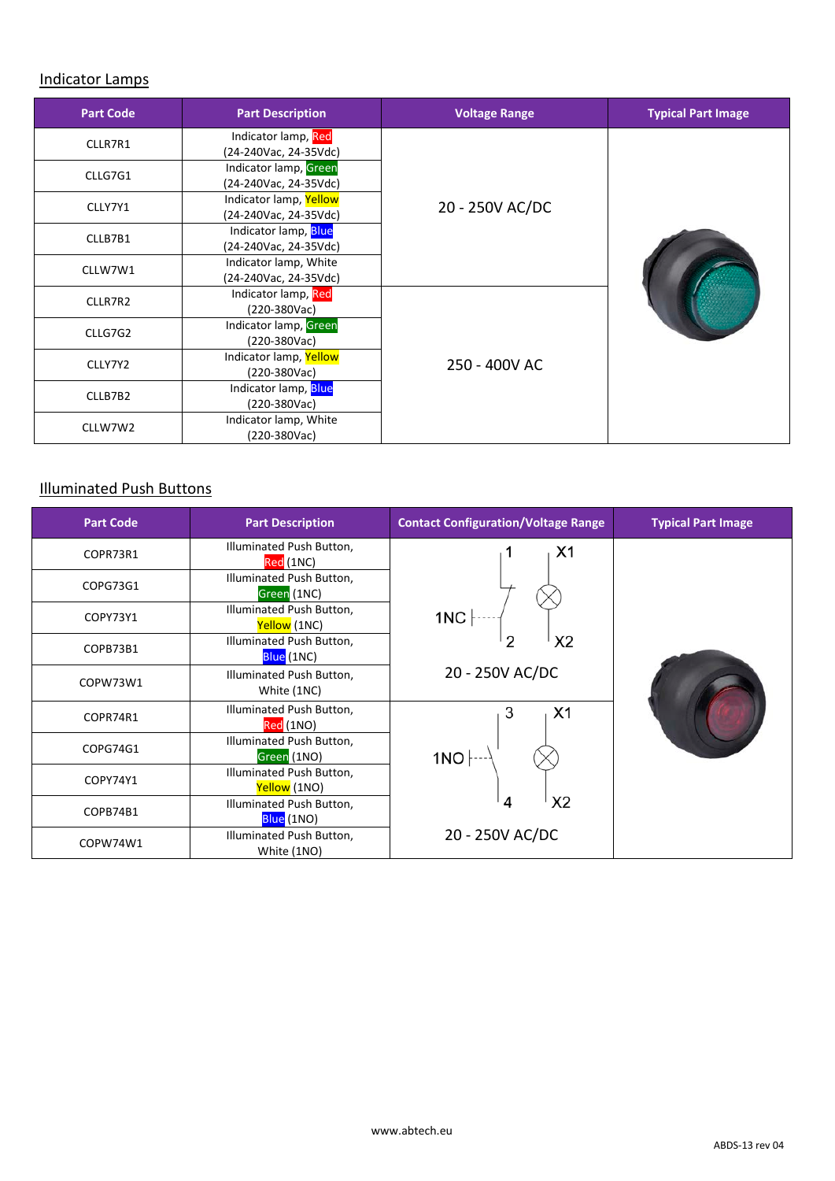## Indicator Lamps

| Part Code | Part Description | Voltage Range | Typical Part Image |
|---|---|---|---|
| CLLR7R1 | Indicator lamp, Red (24-240Vac, 24-35Vdc) | 20 - 250V AC/DC | |
| CLLG7G1 | Indicator lamp, Green (24-240Vac, 24-35Vdc) | | |
| CLLY7Y1 | Indicator lamp, Yellow (24-240Vac, 24-35Vdc) | | |
| CLLB7B1 | Indicator lamp, Blue (24-240Vac, 24-35Vdc) | | |
| CLLW7W1 | Indicator lamp, White (24-240Vac, 24-35Vdc) | | |
| CLLR7R2 | Indicator lamp, Red (220-380Vac) | 250 - 400V AC | |
| CLLG7G2 | Indicator lamp, Green (220-380Vac) | | |
| CLLY7Y2 | Indicator lamp, Yellow (220-380Vac) | | |
| CLLB7B2 | Indicator lamp, Blue (220-380Vac) | | |
| CLLW7W2 | Indicator lamp, White (220-380Vac) | | |

## Illuminated Push Buttons

| Part Code | Part Description | Contact Configuration/Voltage Range | Typical Part Image |
|---|---|---|---|
| COPR73R1 | Illuminated Push Button, Red (1NC) | 1NC (1, 2; X1, X2) 20 - 250V AC/DC | |
| COPG73G1 | Illuminated Push Button, Green (1NC) | | |
| COPY73Y1 | Illuminated Push Button, Yellow (1NC) | | |
| COPB73B1 | Illuminated Push Button, Blue (1NC) | | |
| COPW73W1 | Illuminated Push Button, White (1NC) | | |
| COPR74R1 | Illuminated Push Button, Red (1NO) | 1NO (3, 4; X1, X2) 20 - 250V AC/DC | |
| COPG74G1 | Illuminated Push Button, Green (1NO) | | |
| COPY74Y1 | Illuminated Push Button, Yellow (1NO) | | |
| COPB74B1 | Illuminated Push Button, Blue (1NO) | | |
| COPW74W1 | Illuminated Push Button, White (1NO) | | |

www.abtech.eu

ABDS-13 rev 04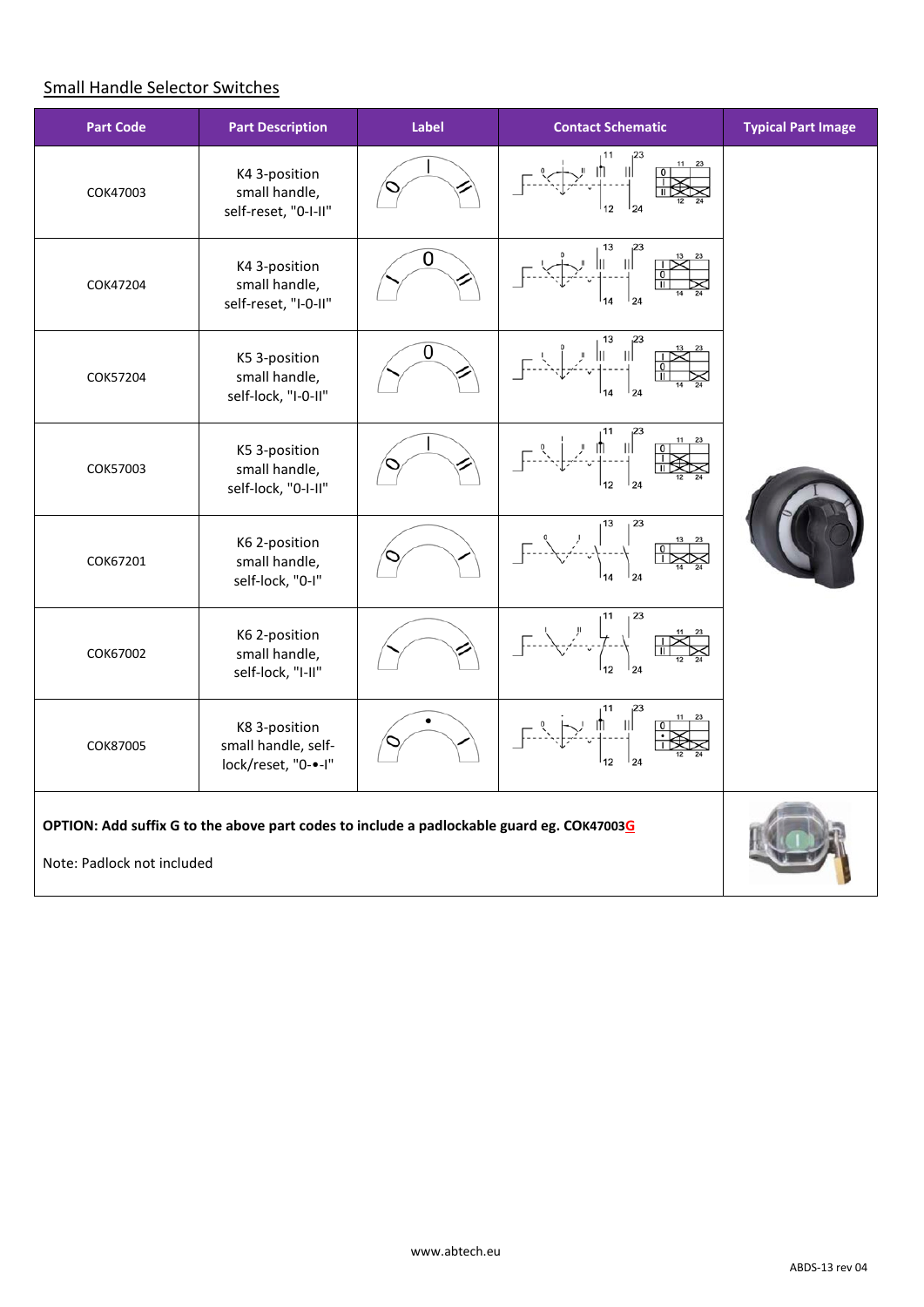## Small Handle Selector Switches

| Part Code | Part Description | Label | Contact Schematic | Typical Part Image |
|---|---|---|---|---|
| COK47003 | K4 3-position small handle, self-reset, "0-I-II" | | | |
| COK47204 | K4 3-position small handle, self-reset, "I-0-II" | | | |
| COK57204 | K5 3-position small handle, self-lock, "I-0-II" | | | |
| COK57003 | K5 3-position small handle, self-lock, "0-I-II" | | | |
| COK67201 | K6 2-position small handle, self-lock, "0-I" | | | |
| COK67002 | K6 2-position small handle, self-lock, "I-II" | | | |
| COK87005 | K8 3-position small handle, self-lock/reset, "0-•-I" | | | |

**OPTION: Add suffix G to the above part codes to include a padlockable guard eg. COK47003G**

Note: Padlock not included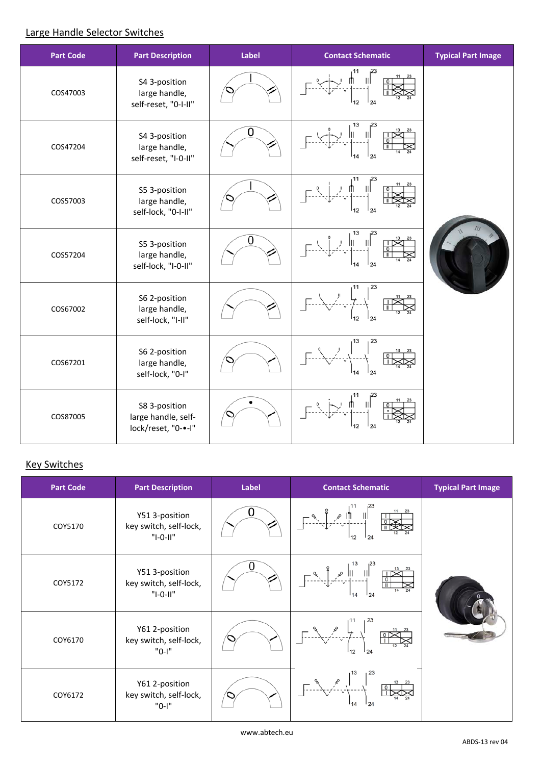## Large Handle Selector Switches

| Part Code | Part Description | Label | Contact Schematic | Typical Part Image |
|---|---|---|---|---|
| COS47003 | S4 3-position large handle, self-reset, "0-I-II" | | | |
| COS47204 | S4 3-position large handle, self-reset, "I-0-II" | | | |
| COS57003 | S5 3-position large handle, self-lock, "0-I-II" | | | |
| COS57204 | S5 3-position large handle, self-lock, "I-0-II" | | | |
| COS67002 | S6 2-position large handle, self-lock, "I-II" | | | |
| COS67201 | S6 2-position large handle, self-lock, "0-I" | | | |
| COS87005 | S8 3-position large handle, self-lock/reset, "0-•-I" | | | |

## Key Switches

| Part Code | Part Description | Label | Contact Schematic | Typical Part Image |
|---|---|---|---|---|
| COY5170 | Y51 3-position key switch, self-lock, "I-0-II" | | | |
| COY5172 | Y51 3-position key switch, self-lock, "I-0-II" | | | |
| COY6170 | Y61 2-position key switch, self-lock, "0-I" | | | |
| COY6172 | Y61 2-position key switch, self-lock, "0-I" | | | |

www.abtech.eu

ABDS-13 rev 04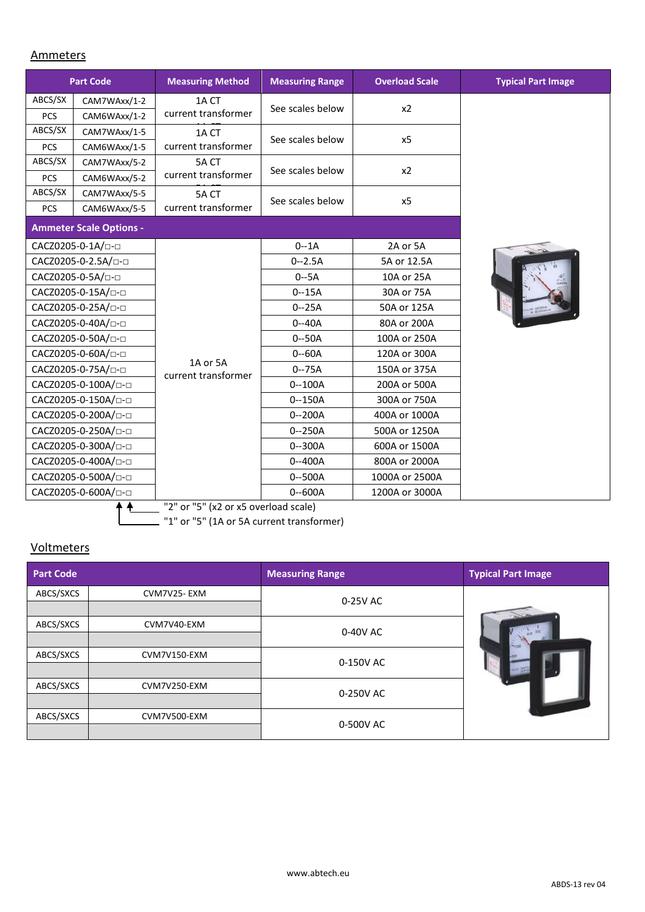## Ammeters

| Part Code | | Measuring Method | Measuring Range | Overload Scale | Typical Part Image |
|---|---|---|---|---|---|
| ABCS/SX | CAM7WAxx/1-2 | 1A CT current transformer | See scales below | x2 | |
| PCS | CAM6WAxx/1-2 | | | | |
| ABCS/SX | CAM7WAxx/1-5 | 1A CT current transformer | See scales below | x5 | |
| PCS | CAM6WAxx/1-5 | | | | |
| ABCS/SX | CAM7WAxx/5-2 | 5A CT current transformer | See scales below | x2 | |
| PCS | CAM6WAxx/5-2 | | | | |
| ABCS/SX | CAM7WAxx/5-5 | 5A CT current transformer | See scales below | x5 | |
| PCS | CAM6WAxx/5-5 | | | | |

**Ammeter Scale Options -**

| Part Code | Measuring Method | Measuring Range | Overload Scale |
|---|---|---|---|
| CACZ0205-0-1A/□-□ | 1A or 5A current transformer | 0--1A | 2A or 5A |
| CACZ0205-0-2.5A/□-□ | | 0--2.5A | 5A or 12.5A |
| CACZ0205-0-5A/□-□ | | 0--5A | 10A or 25A |
| CACZ0205-0-15A/□-□ | | 0--15A | 30A or 75A |
| CACZ0205-0-25A/□-□ | | 0--25A | 50A or 125A |
| CACZ0205-0-40A/□-□ | | 0--40A | 80A or 200A |
| CACZ0205-0-50A/□-□ | | 0--50A | 100A or 250A |
| CACZ0205-0-60A/□-□ | | 0--60A | 120A or 300A |
| CACZ0205-0-75A/□-□ | | 0--75A | 150A or 375A |
| CACZ0205-0-100A/□-□ | | 0--100A | 200A or 500A |
| CACZ0205-0-150A/□-□ | | 0--150A | 300A or 750A |
| CACZ0205-0-200A/□-□ | | 0--200A | 400A or 1000A |
| CACZ0205-0-250A/□-□ | | 0--250A | 500A or 1250A |
| CACZ0205-0-300A/□-□ | | 0--300A | 600A or 1500A |
| CACZ0205-0-400A/□-□ | | 0--400A | 800A or 2000A |
| CACZ0205-0-500A/□-□ | | 0--500A | 1000A or 2500A |
| CACZ0205-0-600A/□-□ | | 0--600A | 1200A or 3000A |

"2" or "5" (x2 or x5 overload scale)
"1" or "5" (1A or 5A current transformer)

## Voltmeters

| Part Code | | Measuring Range | Typical Part Image |
|---|---|---|---|
| ABCS/SXCS | CVM7V25- EXM | 0-25V AC | |
| | | | |
| ABCS/SXCS | CVM7V40-EXM | 0-40V AC | |
| | | | |
| ABCS/SXCS | CVM7V150-EXM | 0-150V AC | |
| | | | |
| ABCS/SXCS | CVM7V250-EXM | 0-250V AC | |
| | | | |
| ABCS/SXCS | CVM7V500-EXM | 0-500V AC | |
| | | | |

www.abtech.eu

ABDS-13 rev 04